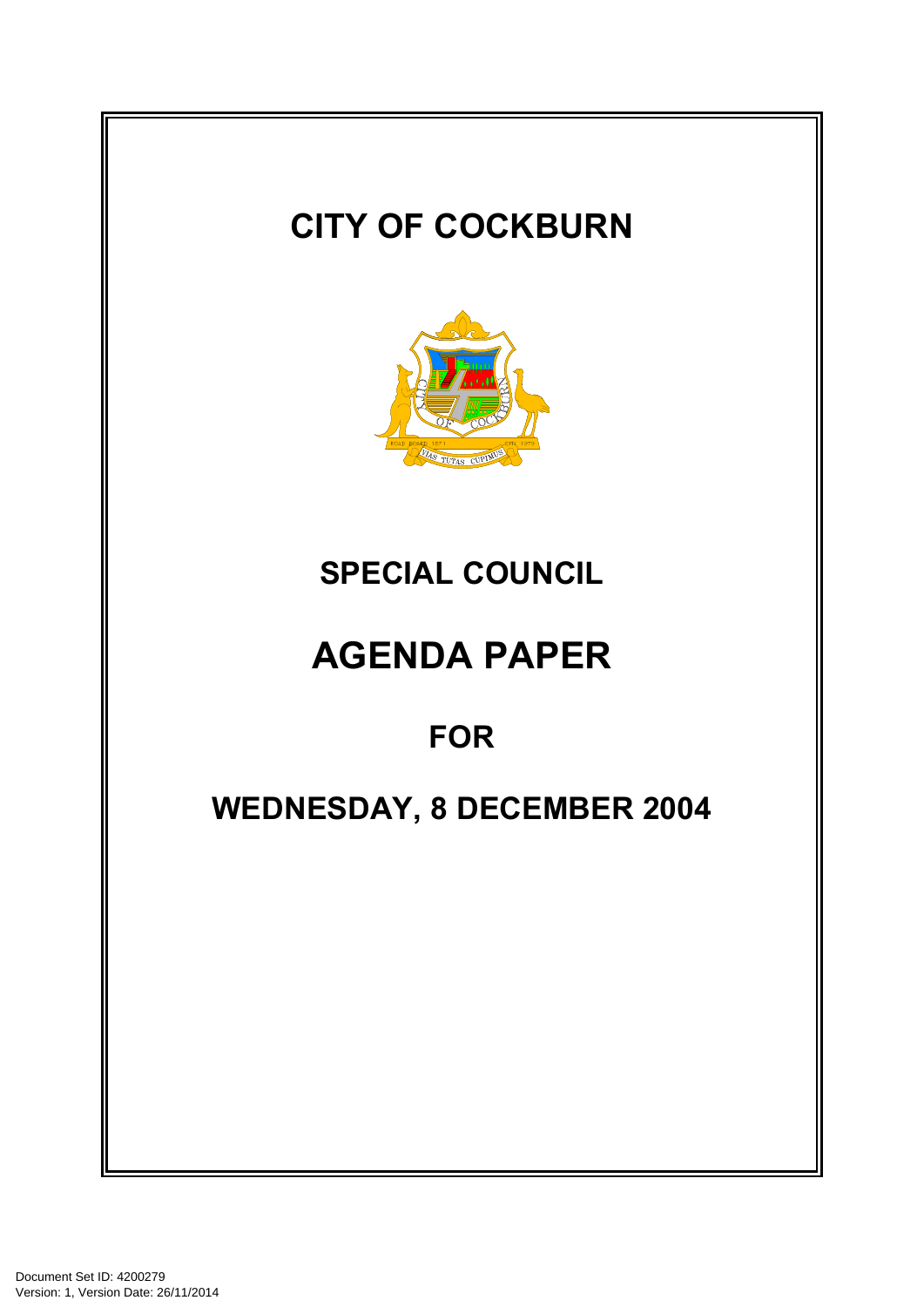# CITY OF COCKBURN

## SPECIAL COUNCIL

# AGENDA PAPER

## FOR

## WEDNESDAY, 8 DECEMBER 2004

Document Set ID: 4200279
Version: 1, Version Date: 26/11/2014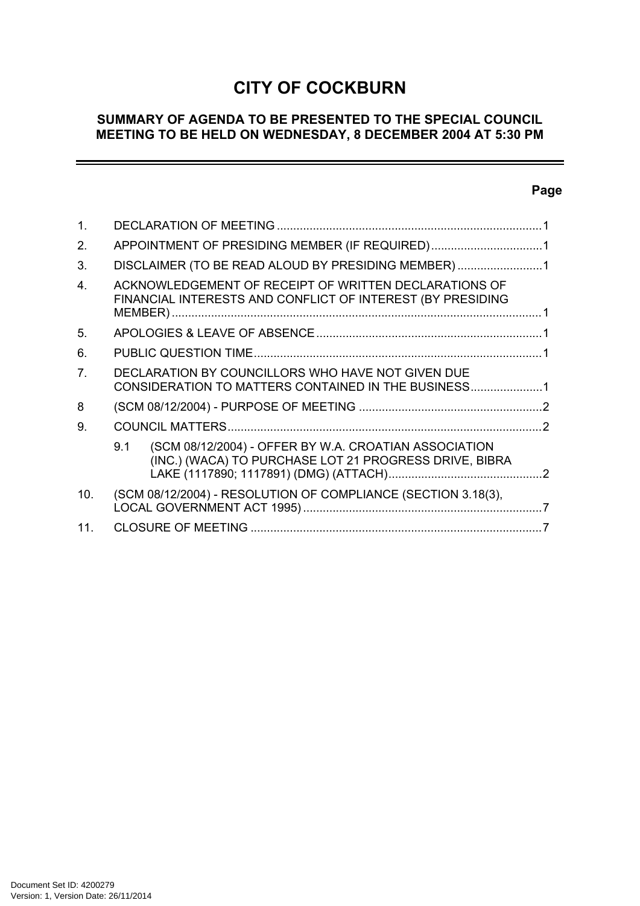# CITY OF COCKBURN

## SUMMARY OF AGENDA TO BE PRESENTED TO THE SPECIAL COUNCIL MEETING TO BE HELD ON WEDNESDAY, 8 DECEMBER 2004 AT 5:30 PM

**Page**

1. DECLARATION OF MEETING ........................................................................ 1
2. APPOINTMENT OF PRESIDING MEMBER (IF REQUIRED) .................................. 1
3. DISCLAIMER (TO BE READ ALOUD BY PRESIDING MEMBER) .......................... 1
4. ACKNOWLEDGEMENT OF RECEIPT OF WRITTEN DECLARATIONS OF FINANCIAL INTERESTS AND CONFLICT OF INTEREST (BY PRESIDING MEMBER) ........................................................................................................ 1
5. APOLOGIES & LEAVE OF ABSENCE ............................................................ 1
6. PUBLIC QUESTION TIME .............................................................................. 1
7. DECLARATION BY COUNCILLORS WHO HAVE NOT GIVEN DUE CONSIDERATION TO MATTERS CONTAINED IN THE BUSINESS ...................... 1
8 (SCM 08/12/2004) - PURPOSE OF MEETING ........................................................ 2
9. COUNCIL MATTERS ...................................................................................... 2
   9.1 (SCM 08/12/2004) - OFFER BY W.A. CROATIAN ASSOCIATION (INC.) (WACA) TO PURCHASE LOT 21 PROGRESS DRIVE, BIBRA LAKE (1117890; 1117891) (DMG) (ATTACH) ............................................... 2
10. (SCM 08/12/2004) - RESOLUTION OF COMPLIANCE (SECTION 3.18(3), LOCAL GOVERNMENT ACT 1995) .......................................................................... 7
11. CLOSURE OF MEETING ................................................................................. 7

Document Set ID: 4200279
Version: 1, Version Date: 26/11/2014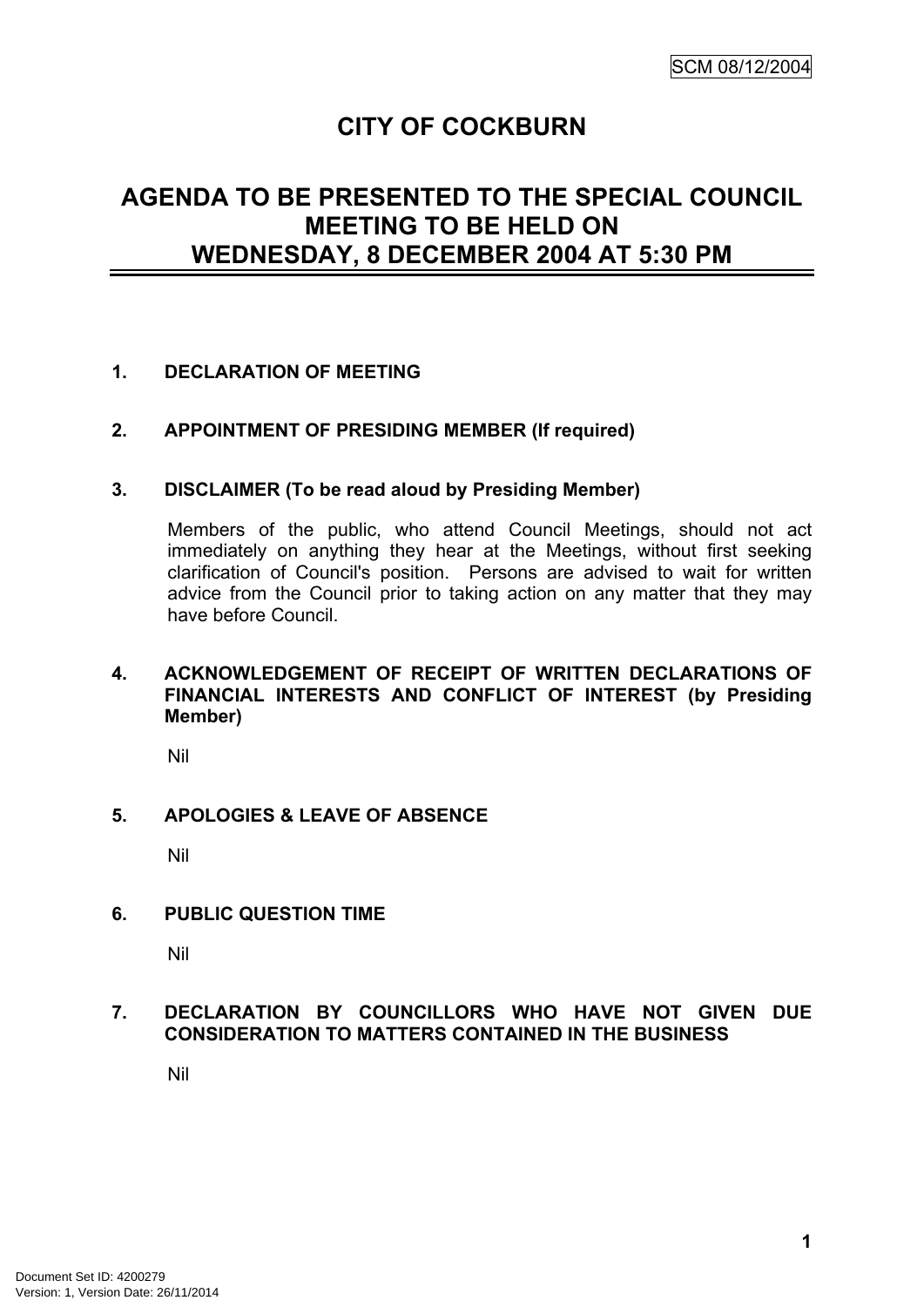SCM 08/12/2004

# CITY OF COCKBURN

## AGENDA TO BE PRESENTED TO THE SPECIAL COUNCIL MEETING TO BE HELD ON WEDNESDAY, 8 DECEMBER 2004 AT 5:30 PM

**1. DECLARATION OF MEETING**

**2. APPOINTMENT OF PRESIDING MEMBER (If required)**

**3. DISCLAIMER (To be read aloud by Presiding Member)**

Members of the public, who attend Council Meetings, should not act immediately on anything they hear at the Meetings, without first seeking clarification of Council's position. Persons are advised to wait for written advice from the Council prior to taking action on any matter that they may have before Council.

**4. ACKNOWLEDGEMENT OF RECEIPT OF WRITTEN DECLARATIONS OF FINANCIAL INTERESTS AND CONFLICT OF INTEREST (by Presiding Member)**

Nil

**5. APOLOGIES & LEAVE OF ABSENCE**

Nil

**6. PUBLIC QUESTION TIME**

Nil

**7. DECLARATION BY COUNCILLORS WHO HAVE NOT GIVEN DUE CONSIDERATION TO MATTERS CONTAINED IN THE BUSINESS**

Nil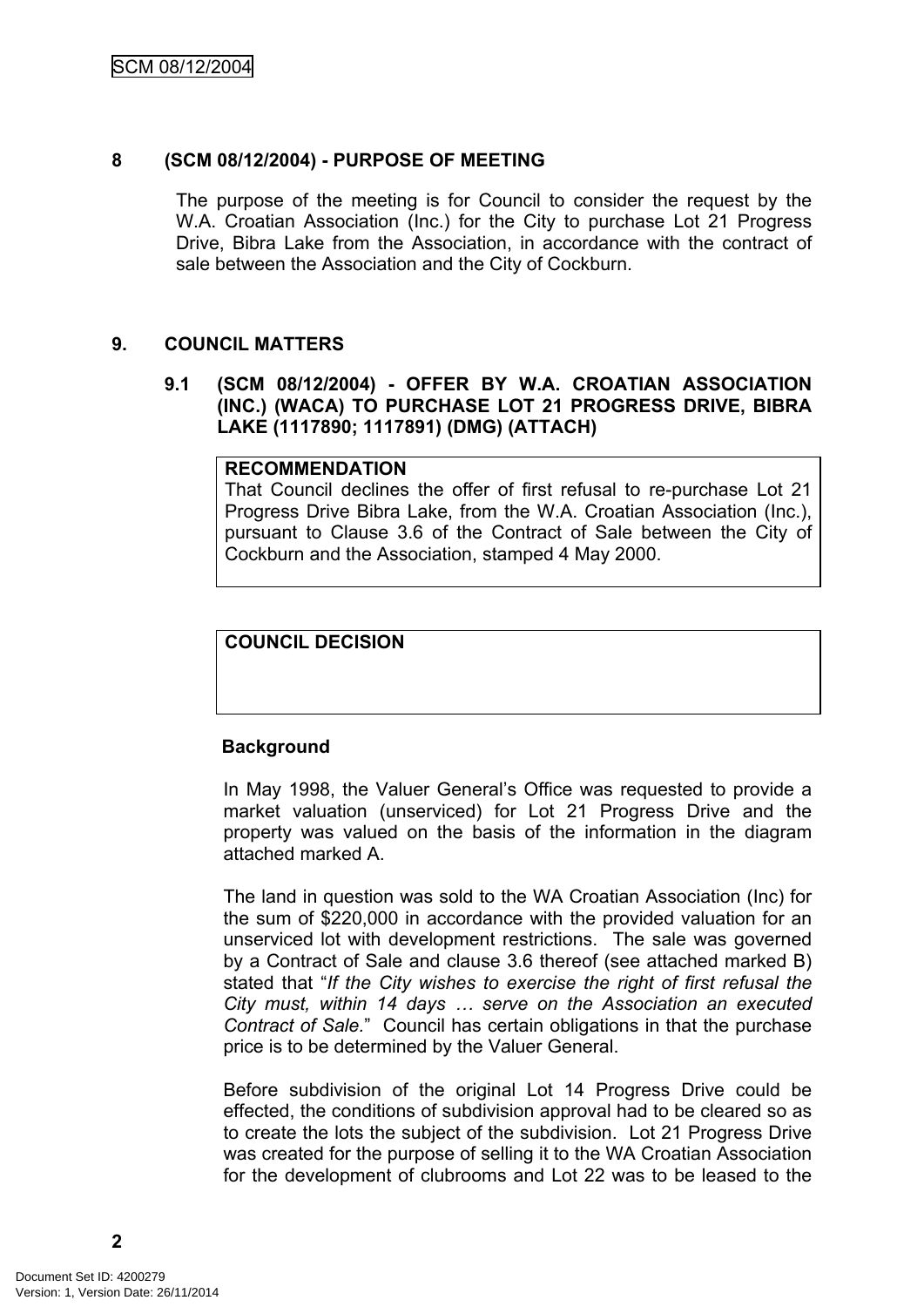## 8 (SCM 08/12/2004) - PURPOSE OF MEETING

The purpose of the meeting is for Council to consider the request by the W.A. Croatian Association (Inc.) for the City to purchase Lot 21 Progress Drive, Bibra Lake from the Association, in accordance with the contract of sale between the Association and the City of Cockburn.

## 9. COUNCIL MATTERS

### 9.1 (SCM 08/12/2004) - OFFER BY W.A. CROATIAN ASSOCIATION (INC.) (WACA) TO PURCHASE LOT 21 PROGRESS DRIVE, BIBRA LAKE (1117890; 1117891) (DMG) (ATTACH)

**RECOMMENDATION**
That Council declines the offer of first refusal to re-purchase Lot 21 Progress Drive Bibra Lake, from the W.A. Croatian Association (Inc.), pursuant to Clause 3.6 of the Contract of Sale between the City of Cockburn and the Association, stamped 4 May 2000.

**COUNCIL DECISION**

**Background**

In May 1998, the Valuer General's Office was requested to provide a market valuation (unserviced) for Lot 21 Progress Drive and the property was valued on the basis of the information in the diagram attached marked A.

The land in question was sold to the WA Croatian Association (Inc) for the sum of $220,000 in accordance with the provided valuation for an unserviced lot with development restrictions. The sale was governed by a Contract of Sale and clause 3.6 thereof (see attached marked B) stated that "*If the City wishes to exercise the right of first refusal the City must, within 14 days … serve on the Association an executed Contract of Sale.*" Council has certain obligations in that the purchase price is to be determined by the Valuer General.

Before subdivision of the original Lot 14 Progress Drive could be effected, the conditions of subdivision approval had to be cleared so as to create the lots the subject of the subdivision. Lot 21 Progress Drive was created for the purpose of selling it to the WA Croatian Association for the development of clubrooms and Lot 22 was to be leased to the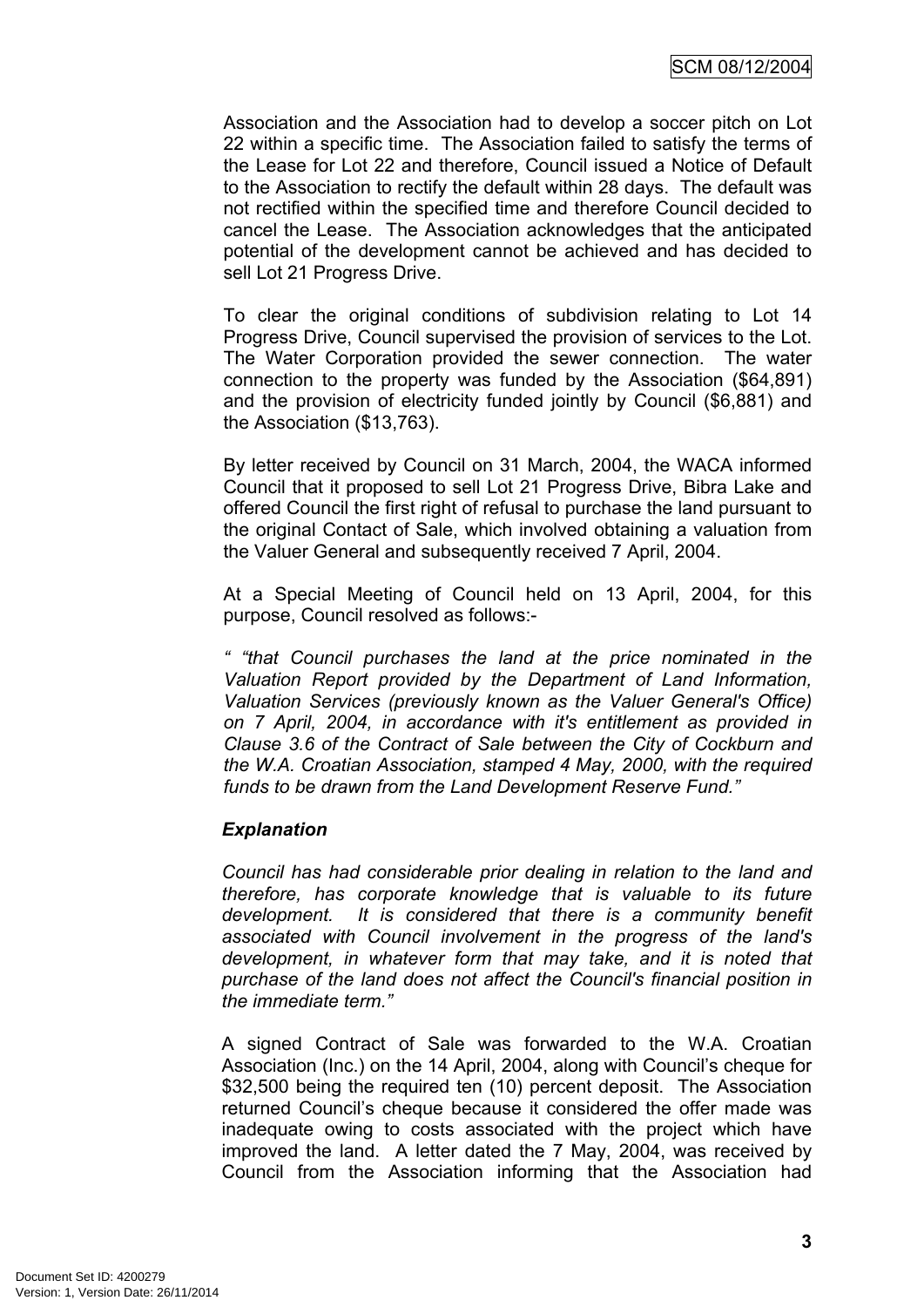Association and the Association had to develop a soccer pitch on Lot 22 within a specific time. The Association failed to satisfy the terms of the Lease for Lot 22 and therefore, Council issued a Notice of Default to the Association to rectify the default within 28 days. The default was not rectified within the specified time and therefore Council decided to cancel the Lease. The Association acknowledges that the anticipated potential of the development cannot be achieved and has decided to sell Lot 21 Progress Drive.

To clear the original conditions of subdivision relating to Lot 14 Progress Drive, Council supervised the provision of services to the Lot. The Water Corporation provided the sewer connection. The water connection to the property was funded by the Association ($64,891) and the provision of electricity funded jointly by Council ($6,881) and the Association ($13,763).

By letter received by Council on 31 March, 2004, the WACA informed Council that it proposed to sell Lot 21 Progress Drive, Bibra Lake and offered Council the first right of refusal to purchase the land pursuant to the original Contact of Sale, which involved obtaining a valuation from the Valuer General and subsequently received 7 April, 2004.

At a Special Meeting of Council held on 13 April, 2004, for this purpose, Council resolved as follows:-

*" "that Council purchases the land at the price nominated in the Valuation Report provided by the Department of Land Information, Valuation Services (previously known as the Valuer General's Office) on 7 April, 2004, in accordance with it's entitlement as provided in Clause 3.6 of the Contract of Sale between the City of Cockburn and the W.A. Croatian Association, stamped 4 May, 2000, with the required funds to be drawn from the Land Development Reserve Fund."*

***Explanation***

*Council has had considerable prior dealing in relation to the land and therefore, has corporate knowledge that is valuable to its future development. It is considered that there is a community benefit associated with Council involvement in the progress of the land's development, in whatever form that may take, and it is noted that purchase of the land does not affect the Council's financial position in the immediate term."*

A signed Contract of Sale was forwarded to the W.A. Croatian Association (Inc.) on the 14 April, 2004, along with Council's cheque for $32,500 being the required ten (10) percent deposit. The Association returned Council's cheque because it considered the offer made was inadequate owing to costs associated with the project which have improved the land. A letter dated the 7 May, 2004, was received by Council from the Association informing that the Association had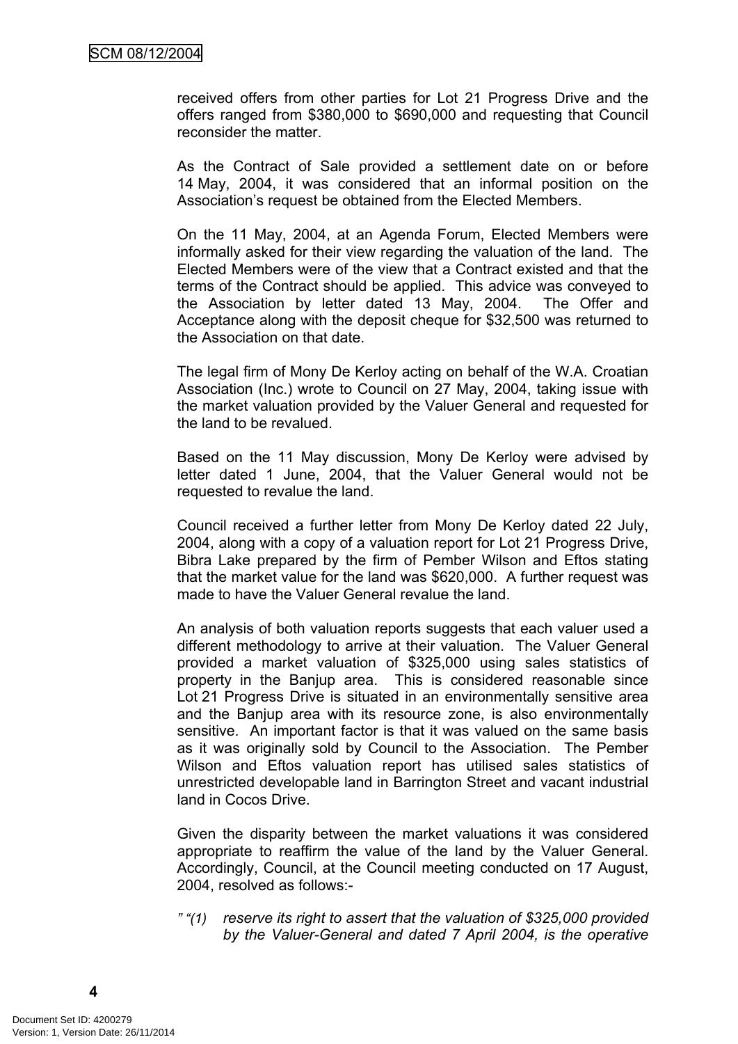received offers from other parties for Lot 21 Progress Drive and the offers ranged from $380,000 to $690,000 and requesting that Council reconsider the matter.

As the Contract of Sale provided a settlement date on or before 14 May, 2004, it was considered that an informal position on the Association's request be obtained from the Elected Members.

On the 11 May, 2004, at an Agenda Forum, Elected Members were informally asked for their view regarding the valuation of the land. The Elected Members were of the view that a Contract existed and that the terms of the Contract should be applied. This advice was conveyed to the Association by letter dated 13 May, 2004. The Offer and Acceptance along with the deposit cheque for $32,500 was returned to the Association on that date.

The legal firm of Mony De Kerloy acting on behalf of the W.A. Croatian Association (Inc.) wrote to Council on 27 May, 2004, taking issue with the market valuation provided by the Valuer General and requested for the land to be revalued.

Based on the 11 May discussion, Mony De Kerloy were advised by letter dated 1 June, 2004, that the Valuer General would not be requested to revalue the land.

Council received a further letter from Mony De Kerloy dated 22 July, 2004, along with a copy of a valuation report for Lot 21 Progress Drive, Bibra Lake prepared by the firm of Pember Wilson and Eftos stating that the market value for the land was $620,000. A further request was made to have the Valuer General revalue the land.

An analysis of both valuation reports suggests that each valuer used a different methodology to arrive at their valuation. The Valuer General provided a market valuation of $325,000 using sales statistics of property in the Banjup area. This is considered reasonable since Lot 21 Progress Drive is situated in an environmentally sensitive area and the Banjup area with its resource zone, is also environmentally sensitive. An important factor is that it was valued on the same basis as it was originally sold by Council to the Association. The Pember Wilson and Eftos valuation report has utilised sales statistics of unrestricted developable land in Barrington Street and vacant industrial land in Cocos Drive.

Given the disparity between the market valuations it was considered appropriate to reaffirm the value of the land by the Valuer General. Accordingly, Council, at the Council meeting conducted on 17 August, 2004, resolved as follows:-

*" "(1) reserve its right to assert that the valuation of $325,000 provided by the Valuer-General and dated 7 April 2004, is the operative*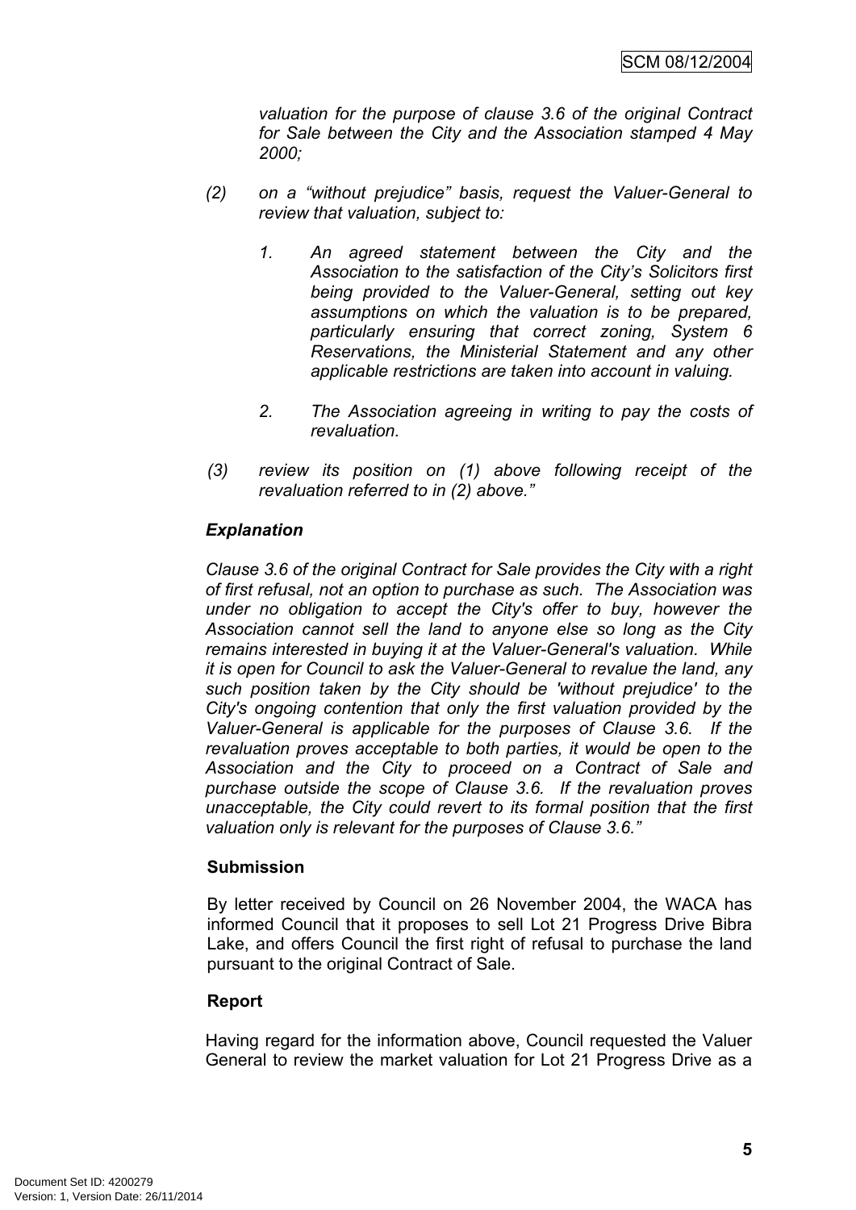*valuation for the purpose of clause 3.6 of the original Contract for Sale between the City and the Association stamped 4 May 2000;*

*(2) on a "without prejudice" basis, request the Valuer-General to review that valuation, subject to:*

*1. An agreed statement between the City and the Association to the satisfaction of the City's Solicitors first being provided to the Valuer-General, setting out key assumptions on which the valuation is to be prepared, particularly ensuring that correct zoning, System 6 Reservations, the Ministerial Statement and any other applicable restrictions are taken into account in valuing.*

*2. The Association agreeing in writing to pay the costs of revaluation.*

*(3) review its position on (1) above following receipt of the revaluation referred to in (2) above."*

***Explanation***

*Clause 3.6 of the original Contract for Sale provides the City with a right of first refusal, not an option to purchase as such. The Association was under no obligation to accept the City's offer to buy, however the Association cannot sell the land to anyone else so long as the City remains interested in buying it at the Valuer-General's valuation. While it is open for Council to ask the Valuer-General to revalue the land, any such position taken by the City should be 'without prejudice' to the City's ongoing contention that only the first valuation provided by the Valuer-General is applicable for the purposes of Clause 3.6. If the revaluation proves acceptable to both parties, it would be open to the Association and the City to proceed on a Contract of Sale and purchase outside the scope of Clause 3.6. If the revaluation proves unacceptable, the City could revert to its formal position that the first valuation only is relevant for the purposes of Clause 3.6."*

**Submission**

By letter received by Council on 26 November 2004, the WACA has informed Council that it proposes to sell Lot 21 Progress Drive Bibra Lake, and offers Council the first right of refusal to purchase the land pursuant to the original Contract of Sale.

**Report**

Having regard for the information above, Council requested the Valuer General to review the market valuation for Lot 21 Progress Drive as a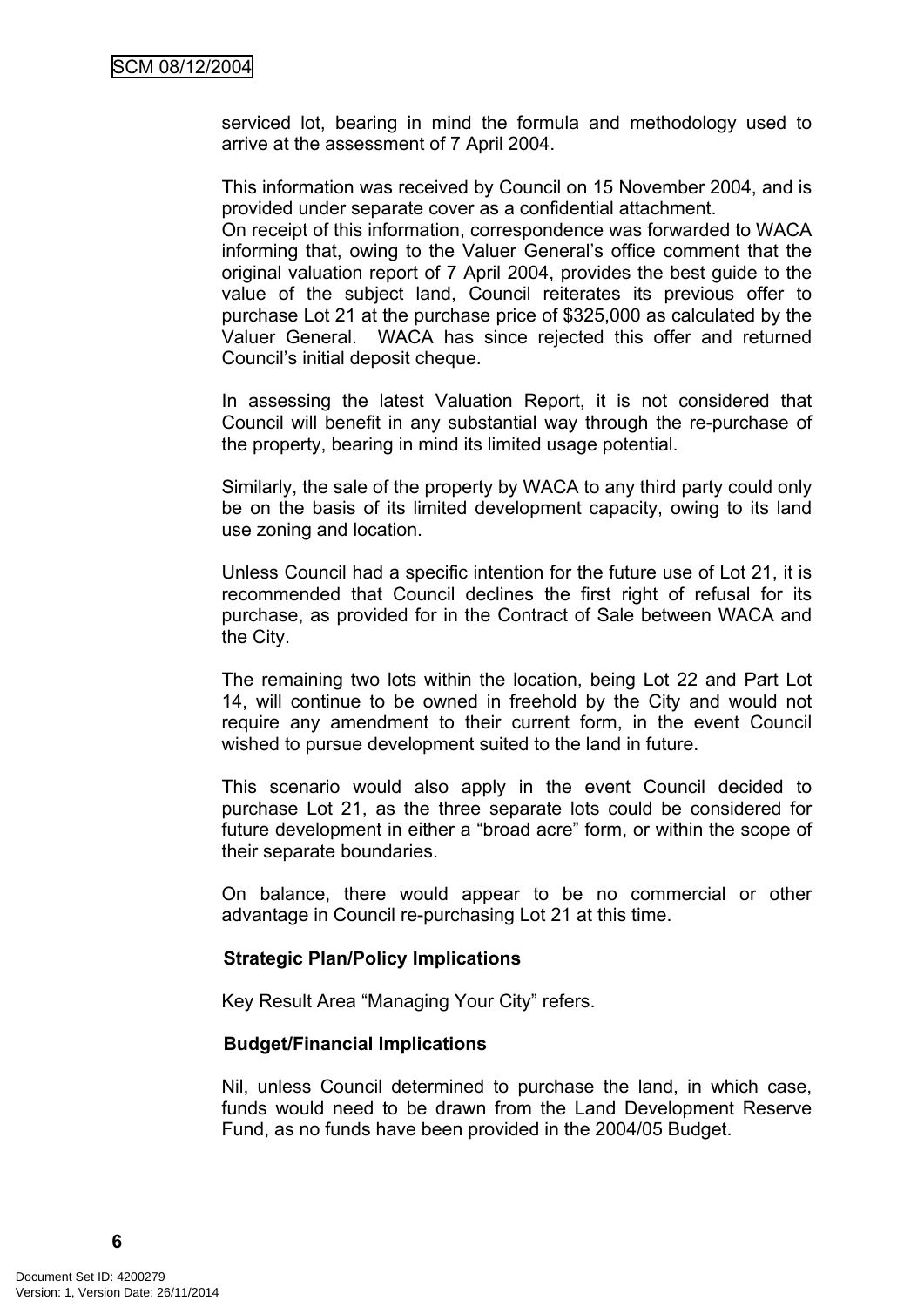serviced lot, bearing in mind the formula and methodology used to arrive at the assessment of 7 April 2004.

This information was received by Council on 15 November 2004, and is provided under separate cover as a confidential attachment.
On receipt of this information, correspondence was forwarded to WACA informing that, owing to the Valuer General's office comment that the original valuation report of 7 April 2004, provides the best guide to the value of the subject land, Council reiterates its previous offer to purchase Lot 21 at the purchase price of $325,000 as calculated by the Valuer General. WACA has since rejected this offer and returned Council's initial deposit cheque.

In assessing the latest Valuation Report, it is not considered that Council will benefit in any substantial way through the re-purchase of the property, bearing in mind its limited usage potential.

Similarly, the sale of the property by WACA to any third party could only be on the basis of its limited development capacity, owing to its land use zoning and location.

Unless Council had a specific intention for the future use of Lot 21, it is recommended that Council declines the first right of refusal for its purchase, as provided for in the Contract of Sale between WACA and the City.

The remaining two lots within the location, being Lot 22 and Part Lot 14, will continue to be owned in freehold by the City and would not require any amendment to their current form, in the event Council wished to pursue development suited to the land in future.

This scenario would also apply in the event Council decided to purchase Lot 21, as the three separate lots could be considered for future development in either a "broad acre" form, or within the scope of their separate boundaries.

On balance, there would appear to be no commercial or other advantage in Council re-purchasing Lot 21 at this time.

**Strategic Plan/Policy Implications**

Key Result Area "Managing Your City" refers.

**Budget/Financial Implications**

Nil, unless Council determined to purchase the land, in which case, funds would need to be drawn from the Land Development Reserve Fund, as no funds have been provided in the 2004/05 Budget.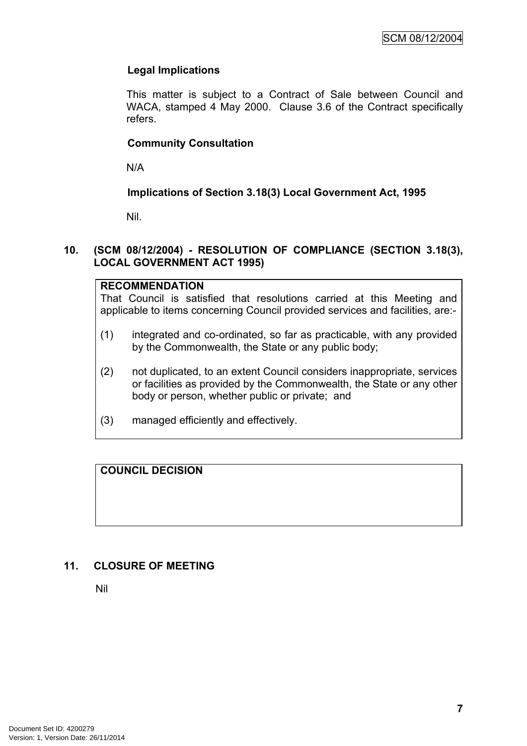### Legal Implications

This matter is subject to a Contract of Sale between Council and WACA, stamped 4 May 2000. Clause 3.6 of the Contract specifically refers.

### Community Consultation

N/A

### Implications of Section 3.18(3) Local Government Act, 1995

Nil.

## 10. (SCM 08/12/2004) - RESOLUTION OF COMPLIANCE (SECTION 3.18(3), LOCAL GOVERNMENT ACT 1995)

**RECOMMENDATION**

That Council is satisfied that resolutions carried at this Meeting and applicable to items concerning Council provided services and facilities, are:-

(1) integrated and co-ordinated, so far as practicable, with any provided by the Commonwealth, the State or any public body;

(2) not duplicated, to an extent Council considers inappropriate, services or facilities as provided by the Commonwealth, the State or any other body or person, whether public or private; and

(3) managed efficiently and effectively.

**COUNCIL DECISION**

## 11. CLOSURE OF MEETING

Nil

Document Set ID: 4200279
Version: 1, Version Date: 26/11/2014